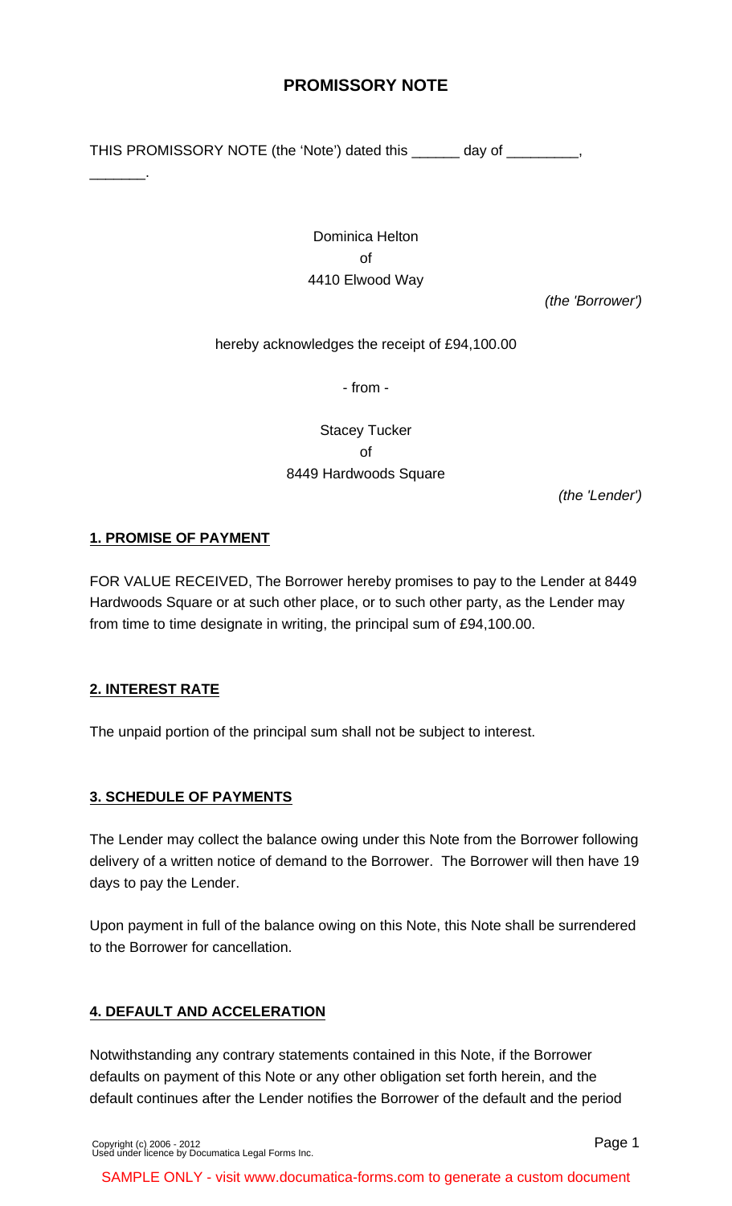# PROMISSORY NOTE

THIS PROMISSORY NOTE (the 'Note') dated this ______ day of _________, _______.

Dominica Helton
of
4410 Elwood Way

*(the 'Borrower')*

hereby acknowledges the receipt of £94,100.00

- from -

Stacey Tucker
of
8449 Hardwoods Square

*(the 'Lender')*

**1. PROMISE OF PAYMENT**

FOR VALUE RECEIVED, The Borrower hereby promises to pay to the Lender at 8449 Hardwoods Square or at such other place, or to such other party, as the Lender may from time to time designate in writing, the principal sum of £94,100.00.

**2. INTEREST RATE**

The unpaid portion of the principal sum shall not be subject to interest.

**3. SCHEDULE OF PAYMENTS**

The Lender may collect the balance owing under this Note from the Borrower following delivery of a written notice of demand to the Borrower. The Borrower will then have 19 days to pay the Lender.

Upon payment in full of the balance owing on this Note, this Note shall be surrendered to the Borrower for cancellation.

**4. DEFAULT AND ACCELERATION**

Notwithstanding any contrary statements contained in this Note, if the Borrower defaults on payment of this Note or any other obligation set forth herein, and the default continues after the Lender notifies the Borrower of the default and the period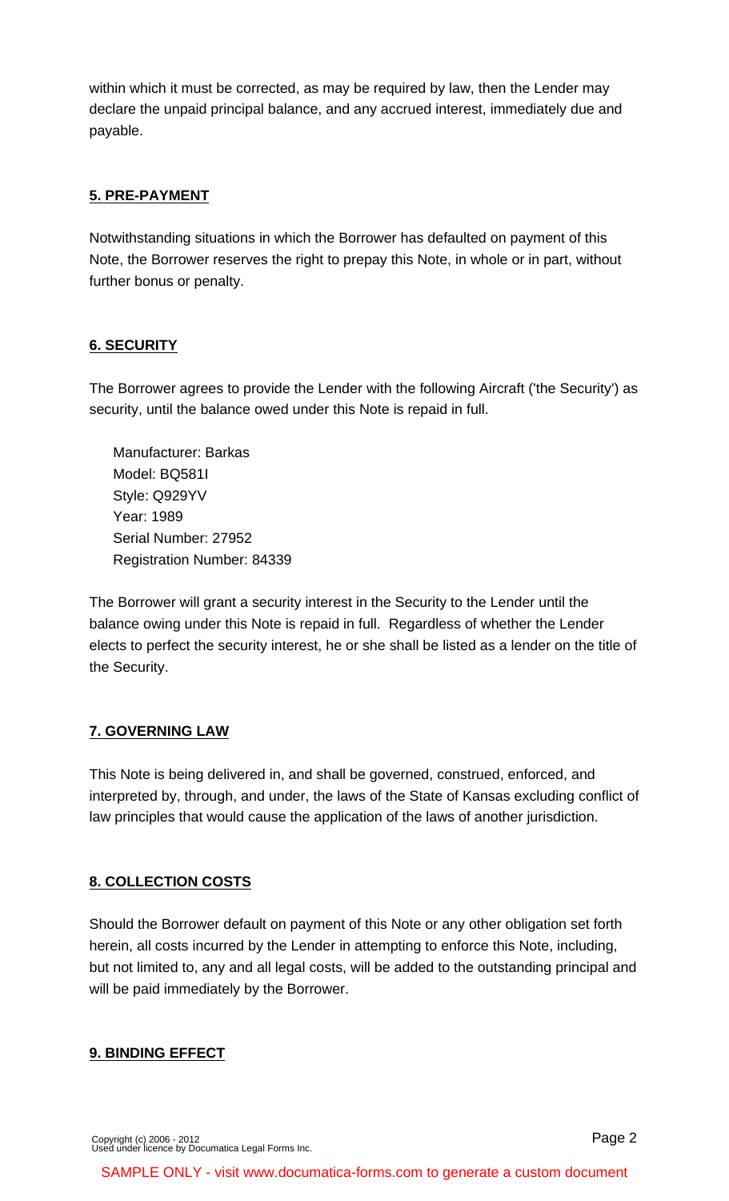within which it must be corrected, as may be required by law, then the Lender may declare the unpaid principal balance, and any accrued interest, immediately due and payable.

## 5. PRE-PAYMENT

Notwithstanding situations in which the Borrower has defaulted on payment of this Note, the Borrower reserves the right to prepay this Note, in whole or in part, without further bonus or penalty.

## 6. SECURITY

The Borrower agrees to provide the Lender with the following Aircraft ('the Security') as security, until the balance owed under this Note is repaid in full.

Manufacturer: Barkas
Model: BQ581I
Style: Q929YV
Year: 1989
Serial Number: 27952
Registration Number: 84339

The Borrower will grant a security interest in the Security to the Lender until the balance owing under this Note is repaid in full. Regardless of whether the Lender elects to perfect the security interest, he or she shall be listed as a lender on the title of the Security.

## 7. GOVERNING LAW

This Note is being delivered in, and shall be governed, construed, enforced, and interpreted by, through, and under, the laws of the State of Kansas excluding conflict of law principles that would cause the application of the laws of another jurisdiction.

## 8. COLLECTION COSTS

Should the Borrower default on payment of this Note or any other obligation set forth herein, all costs incurred by the Lender in attempting to enforce this Note, including, but not limited to, any and all legal costs, will be added to the outstanding principal and will be paid immediately by the Borrower.

## 9. BINDING EFFECT

Copyright (c) 2006 - 2012
Used under licence by Documatica Legal Forms Inc.

SAMPLE ONLY - visit www.documatica-forms.com to generate a custom document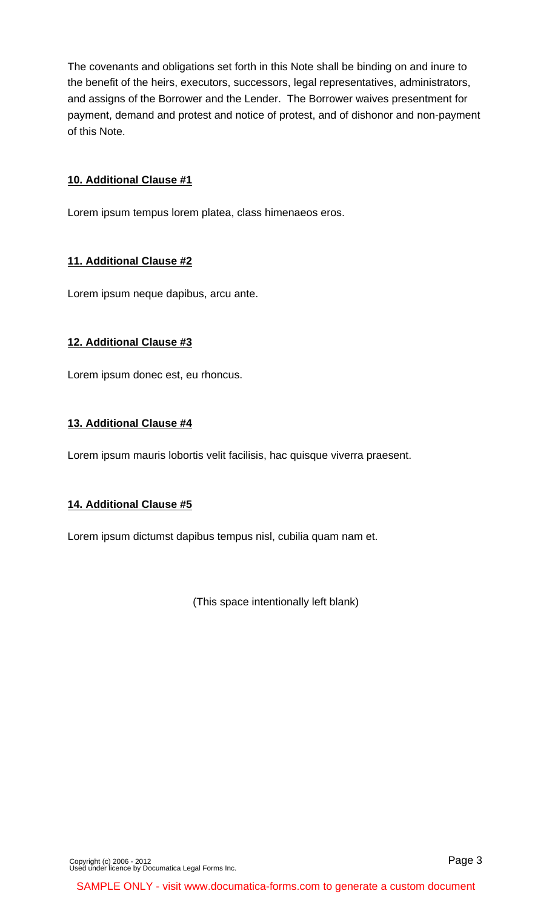The covenants and obligations set forth in this Note shall be binding on and inure to the benefit of the heirs, executors, successors, legal representatives, administrators, and assigns of the Borrower and the Lender. The Borrower waives presentment for payment, demand and protest and notice of protest, and of dishonor and non-payment of this Note.

**10. Additional Clause #1**

Lorem ipsum tempus lorem platea, class himenaeos eros.

**11. Additional Clause #2**

Lorem ipsum neque dapibus, arcu ante.

**12. Additional Clause #3**

Lorem ipsum donec est, eu rhoncus.

**13. Additional Clause #4**

Lorem ipsum mauris lobortis velit facilisis, hac quisque viverra praesent.

**14. Additional Clause #5**

Lorem ipsum dictumst dapibus tempus nisl, cubilia quam nam et.

(This space intentionally left blank)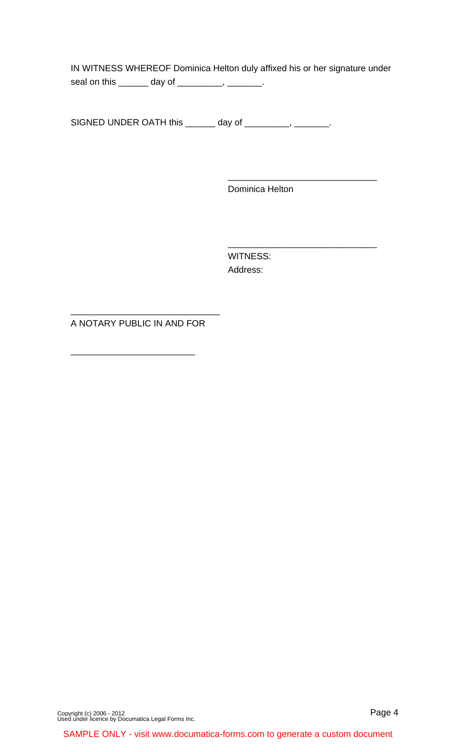IN WITNESS WHEREOF Dominica Helton duly affixed his or her signature under seal on this ______ day of _________, _______.

SIGNED UNDER OATH this ______ day of _________, _______.

______________________________
Dominica Helton

______________________________
WITNESS:
Address:

______________________________
A NOTARY PUBLIC IN AND FOR

_________________________

Copyright (c) 2006 - 2012
Used under licence by Documatica Legal Forms Inc.

SAMPLE ONLY - visit www.documatica-forms.com to generate a custom document